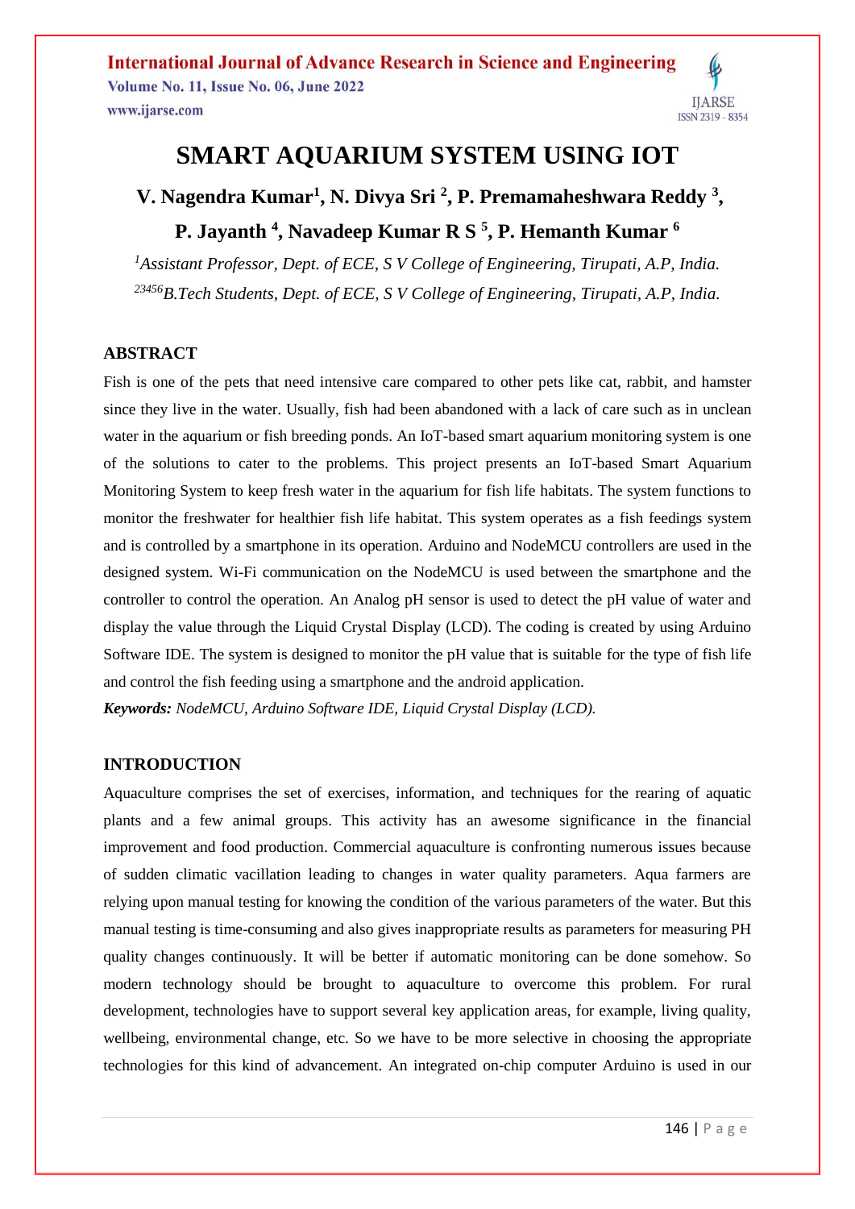# SMART AQUARIUM SYSTEM USING IOT

**V. Nagendra Kumar[1], N. Divya Sri [2], P. Premamaheshwara Reddy [3], P. Jayanth [4], Navadeep Kumar R S [5], P. Hemanth Kumar [6]**

*[1]Assistant Professor, Dept. of ECE, S V College of Engineering, Tirupati, A.P, India.*

*[23456]B.Tech Students, Dept. of ECE, S V College of Engineering, Tirupati, A.P, India.*

## ABSTRACT

Fish is one of the pets that need intensive care compared to other pets like cat, rabbit, and hamster since they live in the water. Usually, fish had been abandoned with a lack of care such as in unclean water in the aquarium or fish breeding ponds. An IoT-based smart aquarium monitoring system is one of the solutions to cater to the problems. This project presents an IoT-based Smart Aquarium Monitoring System to keep fresh water in the aquarium for fish life habitats. The system functions to monitor the freshwater for healthier fish life habitat. This system operates as a fish feedings system and is controlled by a smartphone in its operation. Arduino and NodeMCU controllers are used in the designed system. Wi-Fi communication on the NodeMCU is used between the smartphone and the controller to control the operation. An Analog pH sensor is used to detect the pH value of water and display the value through the Liquid Crystal Display (LCD). The coding is created by using Arduino Software IDE. The system is designed to monitor the pH value that is suitable for the type of fish life and control the fish feeding using a smartphone and the android application.

***Keywords:*** *NodeMCU, Arduino Software IDE, Liquid Crystal Display (LCD).*

## INTRODUCTION

Aquaculture comprises the set of exercises, information, and techniques for the rearing of aquatic plants and a few animal groups. This activity has an awesome significance in the financial improvement and food production. Commercial aquaculture is confronting numerous issues because of sudden climatic vacillation leading to changes in water quality parameters. Aqua farmers are relying upon manual testing for knowing the condition of the various parameters of the water. But this manual testing is time-consuming and also gives inappropriate results as parameters for measuring PH quality changes continuously. It will be better if automatic monitoring can be done somehow. So modern technology should be brought to aquaculture to overcome this problem. For rural development, technologies have to support several key application areas, for example, living quality, wellbeing, environmental change, etc. So we have to be more selective in choosing the appropriate technologies for this kind of advancement. An integrated on-chip computer Arduino is used in our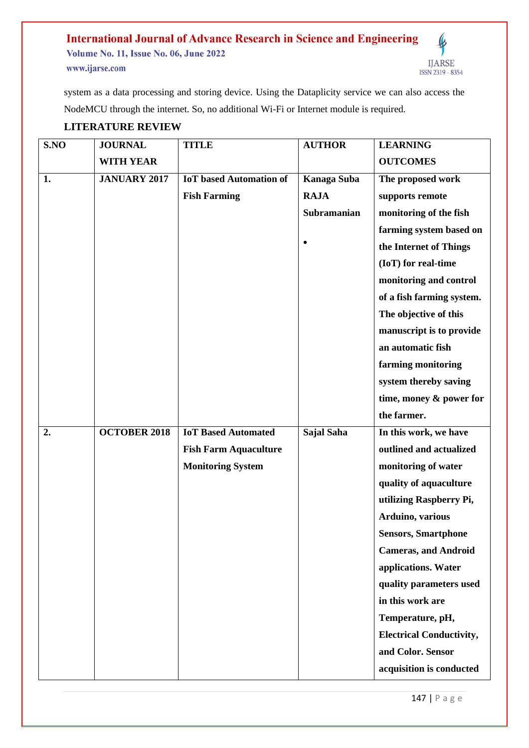system as a data processing and storing device. Using the Dataplicity service we can also access the NodeMCU through the internet. So, no additional Wi-Fi or Internet module is required.

## LITERATURE REVIEW

| S.NO | JOURNAL WITH YEAR | TITLE | AUTHOR | LEARNING OUTCOMES |
|---|---|---|---|---|
| 1. | JANUARY 2017 | IoT based Automation of Fish Farming | Kanaga Suba RAJA Subramanian • | The proposed work supports remote monitoring of the fish farming system based on the Internet of Things (IoT) for real-time monitoring and control of a fish farming system. The objective of this manuscript is to provide an automatic fish farming monitoring system thereby saving time, money & power for the farmer. |
| 2. | OCTOBER 2018 | IoT Based Automated Fish Farm Aquaculture Monitoring System | Sajal Saha | In this work, we have outlined and actualized monitoring of water quality of aquaculture utilizing Raspberry Pi, Arduino, various Sensors, Smartphone Cameras, and Android applications. Water quality parameters used in this work are Temperature, pH, Electrical Conductivity, and Color. Sensor acquisition is conducted |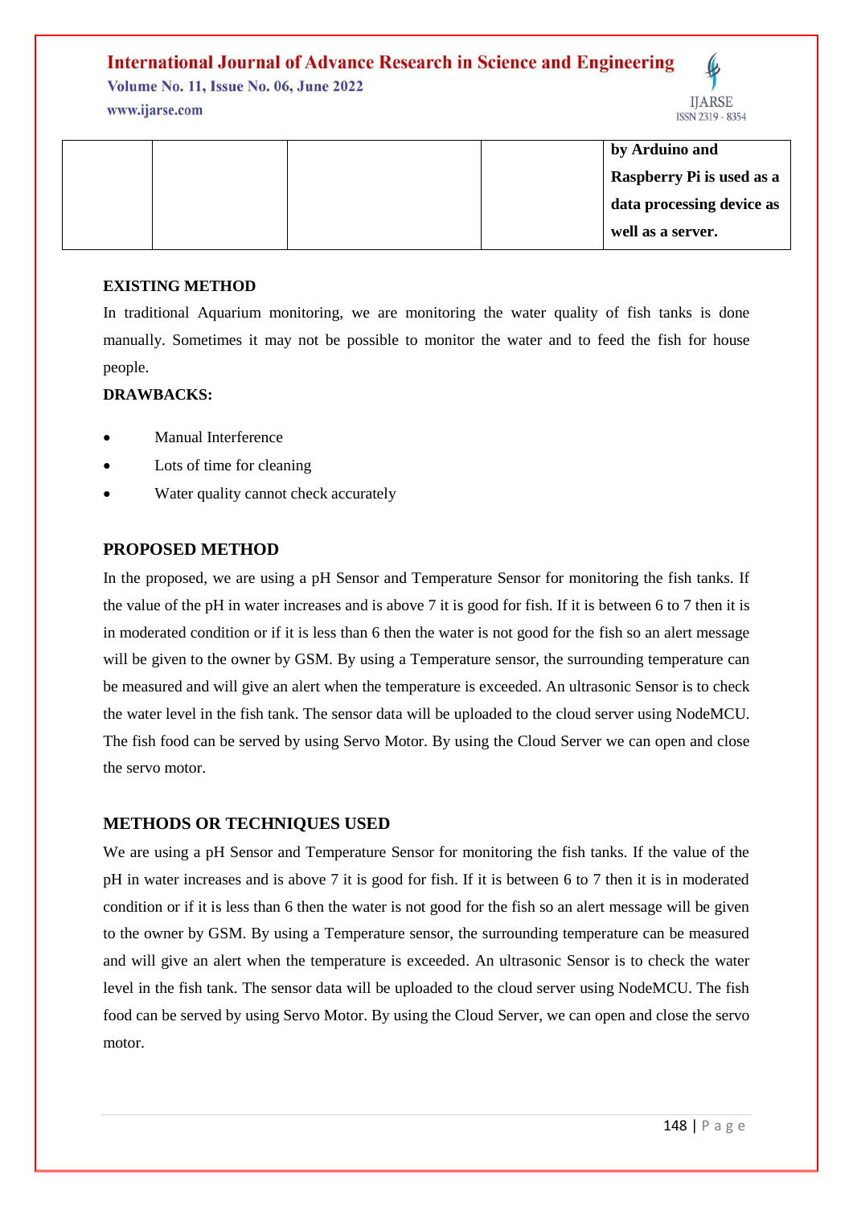|  |  |  |  | by Arduino and Raspberry Pi is used as a data processing device as well as a server. |
|---|---|---|---|---|

## EXISTING METHOD

In traditional Aquarium monitoring, we are monitoring the water quality of fish tanks is done manually. Sometimes it may not be possible to monitor the water and to feed the fish for house people.

**DRAWBACKS:**

- Manual Interference
- Lots of time for cleaning
- Water quality cannot check accurately

## PROPOSED METHOD

In the proposed, we are using a pH Sensor and Temperature Sensor for monitoring the fish tanks. If the value of the pH in water increases and is above 7 it is good for fish. If it is between 6 to 7 then it is in moderated condition or if it is less than 6 then the water is not good for the fish so an alert message will be given to the owner by GSM. By using a Temperature sensor, the surrounding temperature can be measured and will give an alert when the temperature is exceeded. An ultrasonic Sensor is to check the water level in the fish tank. The sensor data will be uploaded to the cloud server using NodeMCU. The fish food can be served by using Servo Motor. By using the Cloud Server we can open and close the servo motor.

## METHODS OR TECHNIQUES USED

We are using a pH Sensor and Temperature Sensor for monitoring the fish tanks. If the value of the pH in water increases and is above 7 it is good for fish. If it is between 6 to 7 then it is in moderated condition or if it is less than 6 then the water is not good for the fish so an alert message will be given to the owner by GSM. By using a Temperature sensor, the surrounding temperature can be measured and will give an alert when the temperature is exceeded. An ultrasonic Sensor is to check the water level in the fish tank. The sensor data will be uploaded to the cloud server using NodeMCU. The fish food can be served by using Servo Motor. By using the Cloud Server, we can open and close the servo motor.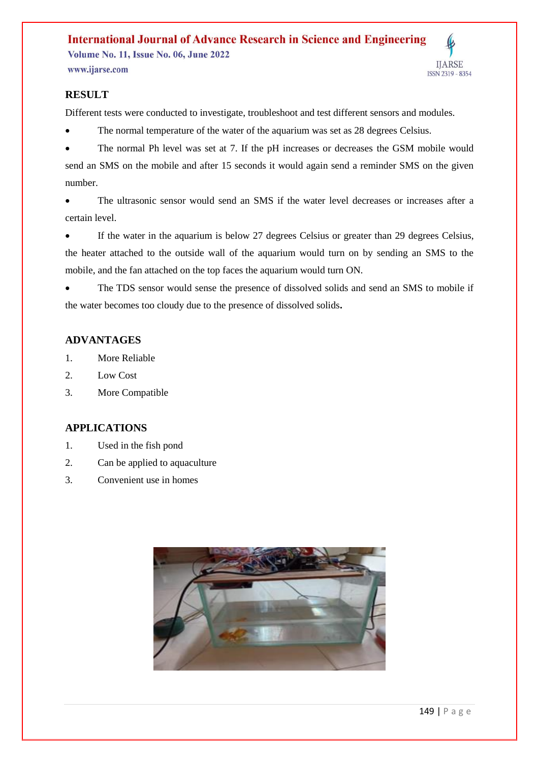## RESULT

Different tests were conducted to investigate, troubleshoot and test different sensors and modules.

- The normal temperature of the water of the aquarium was set as 28 degrees Celsius.
- The normal Ph level was set at 7. If the pH increases or decreases the GSM mobile would send an SMS on the mobile and after 15 seconds it would again send a reminder SMS on the given number.
- The ultrasonic sensor would send an SMS if the water level decreases or increases after a certain level.
- If the water in the aquarium is below 27 degrees Celsius or greater than 29 degrees Celsius, the heater attached to the outside wall of the aquarium would turn on by sending an SMS to the mobile, and the fan attached on the top faces the aquarium would turn ON.
- The TDS sensor would sense the presence of dissolved solids and send an SMS to mobile if the water becomes too cloudy due to the presence of dissolved solids**.**

## ADVANTAGES

1. More Reliable
2. Low Cost
3. More Compatible

## APPLICATIONS

1. Used in the fish pond
2. Can be applied to aquaculture
3. Convenient use in homes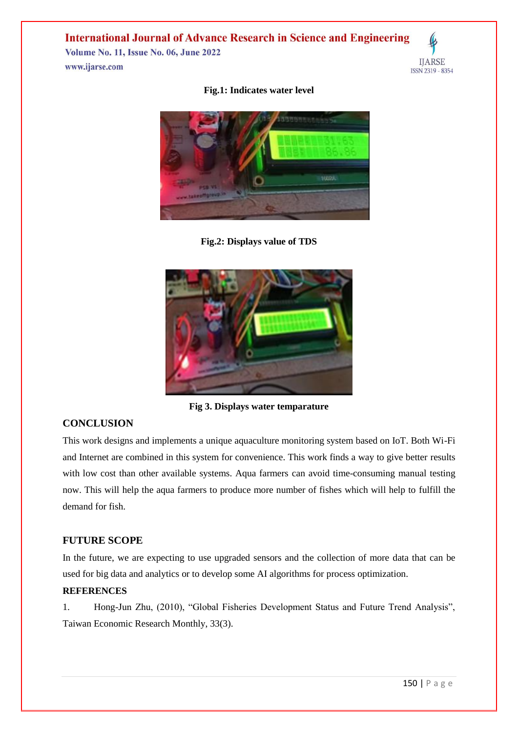**Fig.1: Indicates water level**

**Fig.2: Displays value of TDS**

**Fig 3. Displays water temparature**

## CONCLUSION

This work designs and implements a unique aquaculture monitoring system based on IoT. Both Wi-Fi and Internet are combined in this system for convenience. This work finds a way to give better results with low cost than other available systems. Aqua farmers can avoid time-consuming manual testing now. This will help the aqua farmers to produce more number of fishes which will help to fulfill the demand for fish.

## FUTURE SCOPE

In the future, we are expecting to use upgraded sensors and the collection of more data that can be used for big data and analytics or to develop some AI algorithms for process optimization.

## REFERENCES

1. Hong-Jun Zhu, (2010), "Global Fisheries Development Status and Future Trend Analysis", Taiwan Economic Research Monthly, 33(3).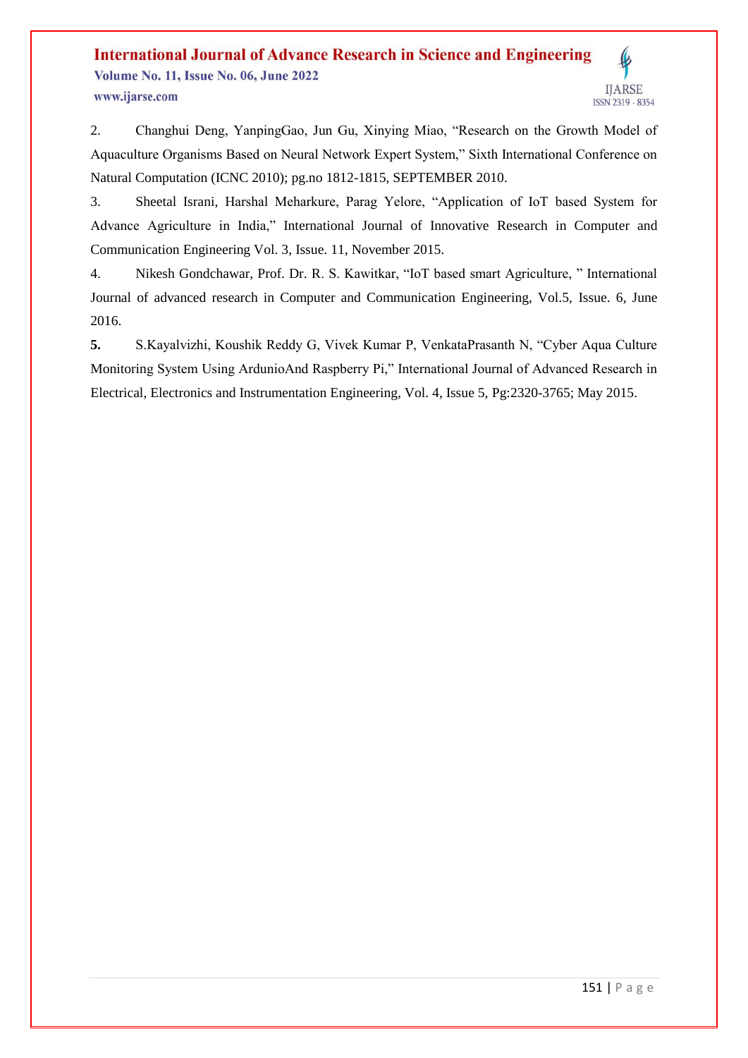2. Changhui Deng, YanpingGao, Jun Gu, Xinying Miao, “Research on the Growth Model of Aquaculture Organisms Based on Neural Network Expert System,” Sixth International Conference on Natural Computation (ICNC 2010); pg.no 1812-1815, SEPTEMBER 2010.

3. Sheetal Israni, Harshal Meharkure, Parag Yelore, “Application of IoT based System for Advance Agriculture in India,” International Journal of Innovative Research in Computer and Communication Engineering Vol. 3, Issue. 11, November 2015.

4. Nikesh Gondchawar, Prof. Dr. R. S. Kawitkar, “IoT based smart Agriculture, ” International Journal of advanced research in Computer and Communication Engineering, Vol.5, Issue. 6, June 2016.

**5.** S.Kayalvizhi, Koushik Reddy G, Vivek Kumar P, VenkataPrasanth N, “Cyber Aqua Culture Monitoring System Using ArdunioAnd Raspberry Pi,” International Journal of Advanced Research in Electrical, Electronics and Instrumentation Engineering, Vol. 4, Issue 5, Pg:2320-3765; May 2015.